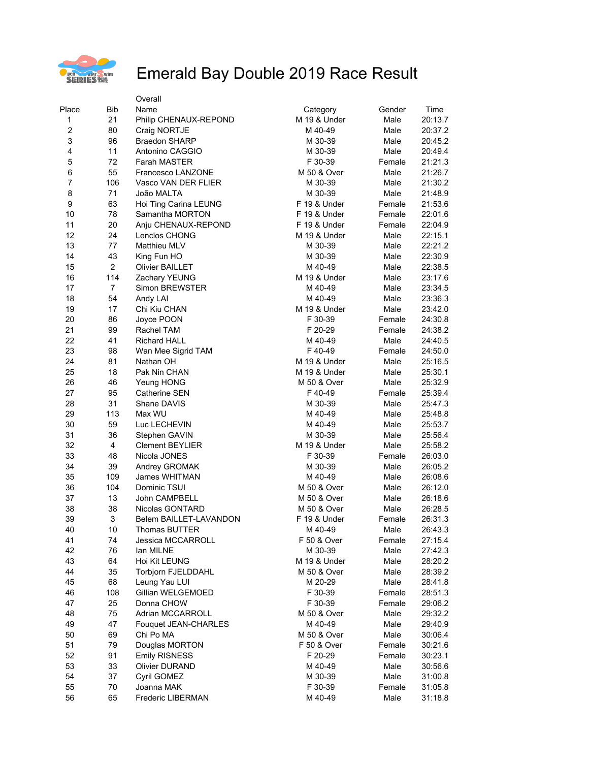# Emerald Bay Double 2019 Race Result

| Place | Bib | Overall Name | Category | Gender | Time |
|---|---|---|---|---|---|
| 1 | 21 | Philip CHENAUX-REPOND | M 19 & Under | Male | 20:13.7 |
| 2 | 80 | Craig NORTJE | M 40-49 | Male | 20:37.2 |
| 3 | 96 | Braedon SHARP | M 30-39 | Male | 20:45.2 |
| 4 | 11 | Antonino CAGGIO | M 30-39 | Male | 20:49.4 |
| 5 | 72 | Farah MASTER | F 30-39 | Female | 21:21.3 |
| 6 | 55 | Francesco LANZONE | M 50 & Over | Male | 21:26.7 |
| 7 | 106 | Vasco VAN DER FLIER | M 30-39 | Male | 21:30.2 |
| 8 | 71 | João MALTA | M 30-39 | Male | 21:48.9 |
| 9 | 63 | Hoi Ting Carina LEUNG | F 19 & Under | Female | 21:53.6 |
| 10 | 78 | Samantha MORTON | F 19 & Under | Female | 22:01.6 |
| 11 | 20 | Anju CHENAUX-REPOND | F 19 & Under | Female | 22:04.9 |
| 12 | 24 | Lenclos CHONG | M 19 & Under | Male | 22:15.1 |
| 13 | 77 | Matthieu MLV | M 30-39 | Male | 22:21.2 |
| 14 | 43 | King Fun HO | M 30-39 | Male | 22:30.9 |
| 15 | 2 | Olivier BAILLET | M 40-49 | Male | 22:38.5 |
| 16 | 114 | Zachary YEUNG | M 19 & Under | Male | 23:17.6 |
| 17 | 7 | Simon BREWSTER | M 40-49 | Male | 23:34.5 |
| 18 | 54 | Andy LAI | M 40-49 | Male | 23:36.3 |
| 19 | 17 | Chi Kiu CHAN | M 19 & Under | Male | 23:42.0 |
| 20 | 86 | Joyce POON | F 30-39 | Female | 24:30.8 |
| 21 | 99 | Rachel TAM | F 20-29 | Female | 24:38.2 |
| 22 | 41 | Richard HALL | M 40-49 | Male | 24:40.5 |
| 23 | 98 | Wan Mee Sigrid TAM | F 40-49 | Female | 24:50.0 |
| 24 | 81 | Nathan OH | M 19 & Under | Male | 25:16.5 |
| 25 | 18 | Pak Nin CHAN | M 19 & Under | Male | 25:30.1 |
| 26 | 46 | Yeung HONG | M 50 & Over | Male | 25:32.9 |
| 27 | 95 | Catherine SEN | F 40-49 | Female | 25:39.4 |
| 28 | 31 | Shane DAVIS | M 30-39 | Male | 25:47.3 |
| 29 | 113 | Max WU | M 40-49 | Male | 25:48.8 |
| 30 | 59 | Luc LECHEVIN | M 40-49 | Male | 25:53.7 |
| 31 | 36 | Stephen GAVIN | M 30-39 | Male | 25:56.4 |
| 32 | 4 | Clement BEYLIER | M 19 & Under | Male | 25:58.2 |
| 33 | 48 | Nicola JONES | F 30-39 | Female | 26:03.0 |
| 34 | 39 | Andrey GROMAK | M 30-39 | Male | 26:05.2 |
| 35 | 109 | James WHITMAN | M 40-49 | Male | 26:08.6 |
| 36 | 104 | Dominic TSUI | M 50 & Over | Male | 26:12.0 |
| 37 | 13 | John CAMPBELL | M 50 & Over | Male | 26:18.6 |
| 38 | 38 | Nicolas GONTARD | M 50 & Over | Male | 26:28.5 |
| 39 | 3 | Belem BAILLET-LAVANDON | F 19 & Under | Female | 26:31.3 |
| 40 | 10 | Thomas BUTTER | M 40-49 | Male | 26:43.3 |
| 41 | 74 | Jessica MCCARROLL | F 50 & Over | Female | 27:15.4 |
| 42 | 76 | Ian MILNE | M 30-39 | Male | 27:42.3 |
| 43 | 64 | Hoi Kit LEUNG | M 19 & Under | Male | 28:20.2 |
| 44 | 35 | Torbjorn FJELDDAHL | M 50 & Over | Male | 28:39.2 |
| 45 | 68 | Leung Yau LUI | M 20-29 | Male | 28:41.8 |
| 46 | 108 | Gillian WELGEMOED | F 30-39 | Female | 28:51.3 |
| 47 | 25 | Donna CHOW | F 30-39 | Female | 29:06.2 |
| 48 | 75 | Adrian MCCARROLL | M 50 & Over | Male | 29:32.2 |
| 49 | 47 | Fouquet JEAN-CHARLES | M 40-49 | Male | 29:40.9 |
| 50 | 69 | Chi Po MA | M 50 & Over | Male | 30:06.4 |
| 51 | 79 | Douglas MORTON | F 50 & Over | Female | 30:21.6 |
| 52 | 91 | Emily RISNESS | F 20-29 | Female | 30:23.1 |
| 53 | 33 | Olivier DURAND | M 40-49 | Male | 30:56.6 |
| 54 | 37 | Cyril GOMEZ | M 30-39 | Male | 31:00.8 |
| 55 | 70 | Joanna MAK | F 30-39 | Female | 31:05.8 |
| 56 | 65 | Frederic LIBERMAN | M 40-49 | Male | 31:18.8 |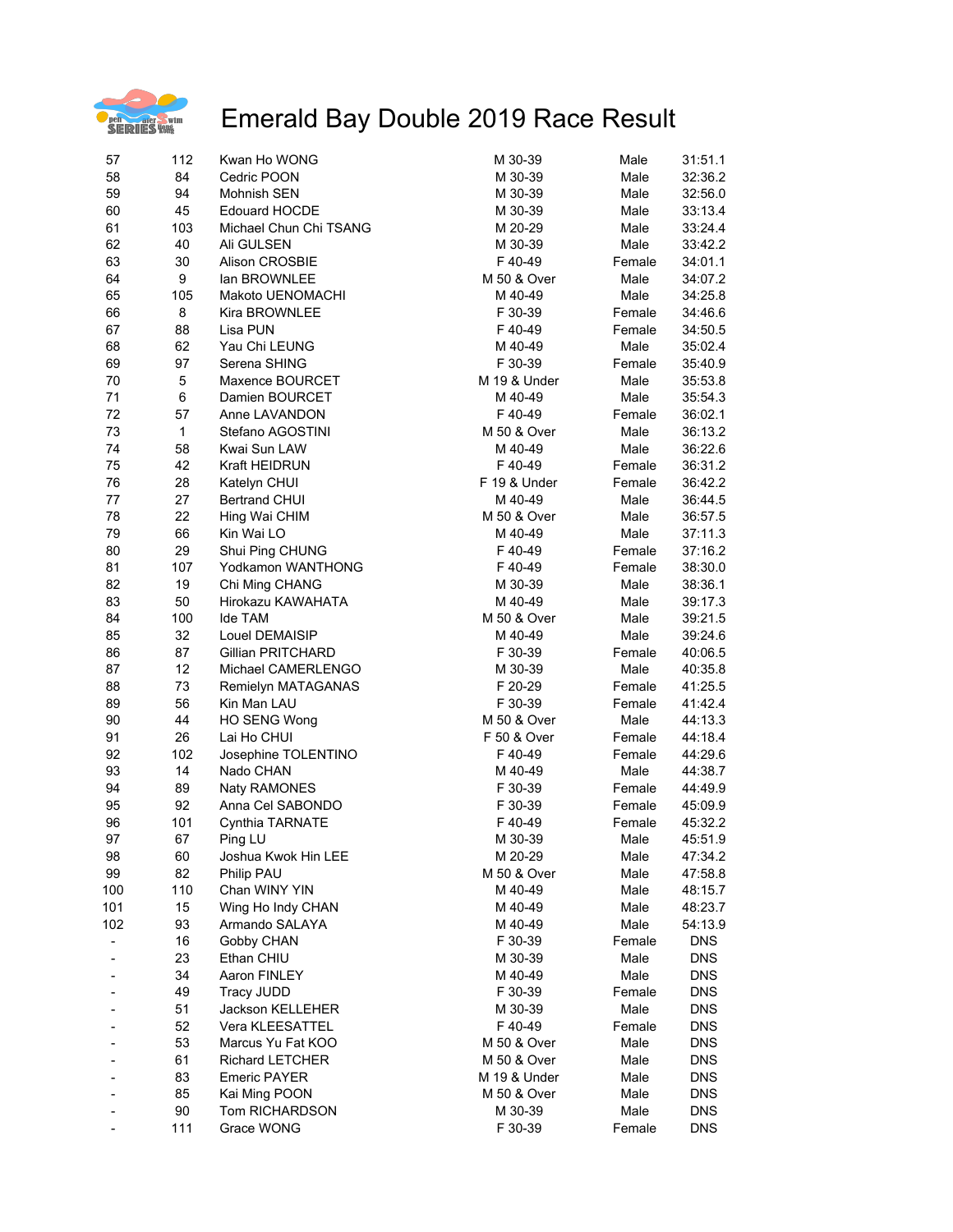# Emerald Bay Double 2019 Race Result

| | | | | | |
|---|---|---|---|---|---|
| 57 | 112 | Kwan Ho WONG | M 30-39 | Male | 31:51.1 |
| 58 | 84 | Cedric POON | M 30-39 | Male | 32:36.2 |
| 59 | 94 | Mohnish SEN | M 30-39 | Male | 32:56.0 |
| 60 | 45 | Edouard HOCDE | M 30-39 | Male | 33:13.4 |
| 61 | 103 | Michael Chun Chi TSANG | M 20-29 | Male | 33:24.4 |
| 62 | 40 | Ali GULSEN | M 30-39 | Male | 33:42.2 |
| 63 | 30 | Alison CROSBIE | F 40-49 | Female | 34:01.1 |
| 64 | 9 | Ian BROWNLEE | M 50 & Over | Male | 34:07.2 |
| 65 | 105 | Makoto UENOMACHI | M 40-49 | Male | 34:25.8 |
| 66 | 8 | Kira BROWNLEE | F 30-39 | Female | 34:46.6 |
| 67 | 88 | Lisa PUN | F 40-49 | Female | 34:50.5 |
| 68 | 62 | Yau Chi LEUNG | M 40-49 | Male | 35:02.4 |
| 69 | 97 | Serena SHING | F 30-39 | Female | 35:40.9 |
| 70 | 5 | Maxence BOURCET | M 19 & Under | Male | 35:53.8 |
| 71 | 6 | Damien BOURCET | M 40-49 | Male | 35:54.3 |
| 72 | 57 | Anne LAVANDON | F 40-49 | Female | 36:02.1 |
| 73 | 1 | Stefano AGOSTINI | M 50 & Over | Male | 36:13.2 |
| 74 | 58 | Kwai Sun LAW | M 40-49 | Male | 36:22.6 |
| 75 | 42 | Kraft HEIDRUN | F 40-49 | Female | 36:31.2 |
| 76 | 28 | Katelyn CHUI | F 19 & Under | Female | 36:42.2 |
| 77 | 27 | Bertrand CHUI | M 40-49 | Male | 36:44.5 |
| 78 | 22 | Hing Wai CHIM | M 50 & Over | Male | 36:57.5 |
| 79 | 66 | Kin Wai LO | M 40-49 | Male | 37:11.3 |
| 80 | 29 | Shui Ping CHUNG | F 40-49 | Female | 37:16.2 |
| 81 | 107 | Yodkamon WANTHONG | F 40-49 | Female | 38:30.0 |
| 82 | 19 | Chi Ming CHANG | M 30-39 | Male | 38:36.1 |
| 83 | 50 | Hirokazu KAWAHATA | M 40-49 | Male | 39:17.3 |
| 84 | 100 | Ide TAM | M 50 & Over | Male | 39:21.5 |
| 85 | 32 | Louel DEMAISIP | M 40-49 | Male | 39:24.6 |
| 86 | 87 | Gillian PRITCHARD | F 30-39 | Female | 40:06.5 |
| 87 | 12 | Michael CAMERLENGO | M 30-39 | Male | 40:35.8 |
| 88 | 73 | Remielyn MATAGANAS | F 20-29 | Female | 41:25.5 |
| 89 | 56 | Kin Man LAU | F 30-39 | Female | 41:42.4 |
| 90 | 44 | HO SENG Wong | M 50 & Over | Male | 44:13.3 |
| 91 | 26 | Lai Ho CHUI | F 50 & Over | Female | 44:18.4 |
| 92 | 102 | Josephine TOLENTINO | F 40-49 | Female | 44:29.6 |
| 93 | 14 | Nado CHAN | M 40-49 | Male | 44:38.7 |
| 94 | 89 | Naty RAMONES | F 30-39 | Female | 44:49.9 |
| 95 | 92 | Anna Cel SABONDO | F 30-39 | Female | 45:09.9 |
| 96 | 101 | Cynthia TARNATE | F 40-49 | Female | 45:32.2 |
| 97 | 67 | Ping LU | M 30-39 | Male | 45:51.9 |
| 98 | 60 | Joshua Kwok Hin LEE | M 20-29 | Male | 47:34.2 |
| 99 | 82 | Philip PAU | M 50 & Over | Male | 47:58.8 |
| 100 | 110 | Chan WINY YIN | M 40-49 | Male | 48:15.7 |
| 101 | 15 | Wing Ho Indy CHAN | M 40-49 | Male | 48:23.7 |
| 102 | 93 | Armando SALAYA | M 40-49 | Male | 54:13.9 |
| - | 16 | Gobby CHAN | F 30-39 | Female | DNS |
| - | 23 | Ethan CHIU | M 30-39 | Male | DNS |
| - | 34 | Aaron FINLEY | M 40-49 | Male | DNS |
| - | 49 | Tracy JUDD | F 30-39 | Female | DNS |
| - | 51 | Jackson KELLEHER | M 30-39 | Male | DNS |
| - | 52 | Vera KLEESATTEL | F 40-49 | Female | DNS |
| - | 53 | Marcus Yu Fat KOO | M 50 & Over | Male | DNS |
| - | 61 | Richard LETCHER | M 50 & Over | Male | DNS |
| - | 83 | Emeric PAYER | M 19 & Under | Male | DNS |
| - | 85 | Kai Ming POON | M 50 & Over | Male | DNS |
| - | 90 | Tom RICHARDSON | M 30-39 | Male | DNS |
| - | 111 | Grace WONG | F 30-39 | Female | DNS |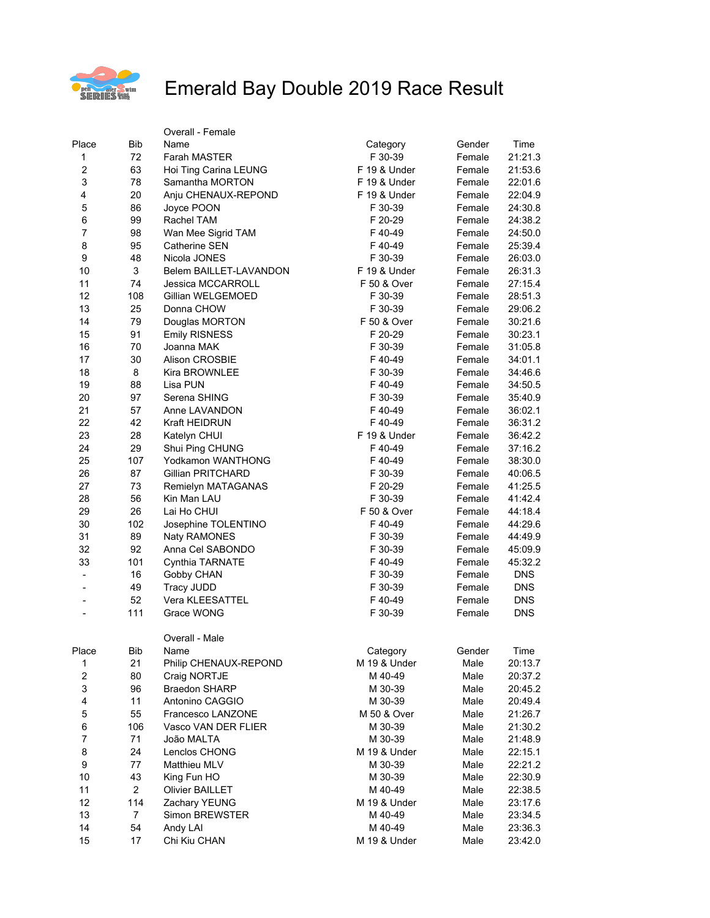# Emerald Bay Double 2019 Race Result

Overall - Female

| Place | Bib | Name | Category | Gender | Time |
|---|---|---|---|---|---|
| 1 | 72 | Farah MASTER | F 30-39 | Female | 21:21.3 |
| 2 | 63 | Hoi Ting Carina LEUNG | F 19 & Under | Female | 21:53.6 |
| 3 | 78 | Samantha MORTON | F 19 & Under | Female | 22:01.6 |
| 4 | 20 | Anju CHENAUX-REPOND | F 19 & Under | Female | 22:04.9 |
| 5 | 86 | Joyce POON | F 30-39 | Female | 24:30.8 |
| 6 | 99 | Rachel TAM | F 20-29 | Female | 24:38.2 |
| 7 | 98 | Wan Mee Sigrid TAM | F 40-49 | Female | 24:50.0 |
| 8 | 95 | Catherine SEN | F 40-49 | Female | 25:39.4 |
| 9 | 48 | Nicola JONES | F 30-39 | Female | 26:03.0 |
| 10 | 3 | Belem BAILLET-LAVANDON | F 19 & Under | Female | 26:31.3 |
| 11 | 74 | Jessica MCCARROLL | F 50 & Over | Female | 27:15.4 |
| 12 | 108 | Gillian WELGEMOED | F 30-39 | Female | 28:51.3 |
| 13 | 25 | Donna CHOW | F 30-39 | Female | 29:06.2 |
| 14 | 79 | Douglas MORTON | F 50 & Over | Female | 30:21.6 |
| 15 | 91 | Emily RISNESS | F 20-29 | Female | 30:23.1 |
| 16 | 70 | Joanna MAK | F 30-39 | Female | 31:05.8 |
| 17 | 30 | Alison CROSBIE | F 40-49 | Female | 34:01.1 |
| 18 | 8 | Kira BROWNLEE | F 30-39 | Female | 34:46.6 |
| 19 | 88 | Lisa PUN | F 40-49 | Female | 34:50.5 |
| 20 | 97 | Serena SHING | F 30-39 | Female | 35:40.9 |
| 21 | 57 | Anne LAVANDON | F 40-49 | Female | 36:02.1 |
| 22 | 42 | Kraft HEIDRUN | F 40-49 | Female | 36:31.2 |
| 23 | 28 | Katelyn CHUI | F 19 & Under | Female | 36:42.2 |
| 24 | 29 | Shui Ping CHUNG | F 40-49 | Female | 37:16.2 |
| 25 | 107 | Yodkamon WANTHONG | F 40-49 | Female | 38:30.0 |
| 26 | 87 | Gillian PRITCHARD | F 30-39 | Female | 40:06.5 |
| 27 | 73 | Remielyn MATAGANAS | F 20-29 | Female | 41:25.5 |
| 28 | 56 | Kin Man LAU | F 30-39 | Female | 41:42.4 |
| 29 | 26 | Lai Ho CHUI | F 50 & Over | Female | 44:18.4 |
| 30 | 102 | Josephine TOLENTINO | F 40-49 | Female | 44:29.6 |
| 31 | 89 | Naty RAMONES | F 30-39 | Female | 44:49.9 |
| 32 | 92 | Anna Cel SABONDO | F 30-39 | Female | 45:09.9 |
| 33 | 101 | Cynthia TARNATE | F 40-49 | Female | 45:32.2 |
| - | 16 | Gobby CHAN | F 30-39 | Female | DNS |
| - | 49 | Tracy JUDD | F 30-39 | Female | DNS |
| - | 52 | Vera KLEESATTEL | F 40-49 | Female | DNS |
| - | 111 | Grace WONG | F 30-39 | Female | DNS |

Overall - Male

| Place | Bib | Name | Category | Gender | Time |
|---|---|---|---|---|---|
| 1 | 21 | Philip CHENAUX-REPOND | M 19 & Under | Male | 20:13.7 |
| 2 | 80 | Craig NORTJE | M 40-49 | Male | 20:37.2 |
| 3 | 96 | Braedon SHARP | M 30-39 | Male | 20:45.2 |
| 4 | 11 | Antonino CAGGIO | M 30-39 | Male | 20:49.4 |
| 5 | 55 | Francesco LANZONE | M 50 & Over | Male | 21:26.7 |
| 6 | 106 | Vasco VAN DER FLIER | M 30-39 | Male | 21:30.2 |
| 7 | 71 | João MALTA | M 30-39 | Male | 21:48.9 |
| 8 | 24 | Lenclos CHONG | M 19 & Under | Male | 22:15.1 |
| 9 | 77 | Matthieu MLV | M 30-39 | Male | 22:21.2 |
| 10 | 43 | King Fun HO | M 30-39 | Male | 22:30.9 |
| 11 | 2 | Olivier BAILLET | M 40-49 | Male | 22:38.5 |
| 12 | 114 | Zachary YEUNG | M 19 & Under | Male | 23:17.6 |
| 13 | 7 | Simon BREWSTER | M 40-49 | Male | 23:34.5 |
| 14 | 54 | Andy LAI | M 40-49 | Male | 23:36.3 |
| 15 | 17 | Chi Kiu CHAN | M 19 & Under | Male | 23:42.0 |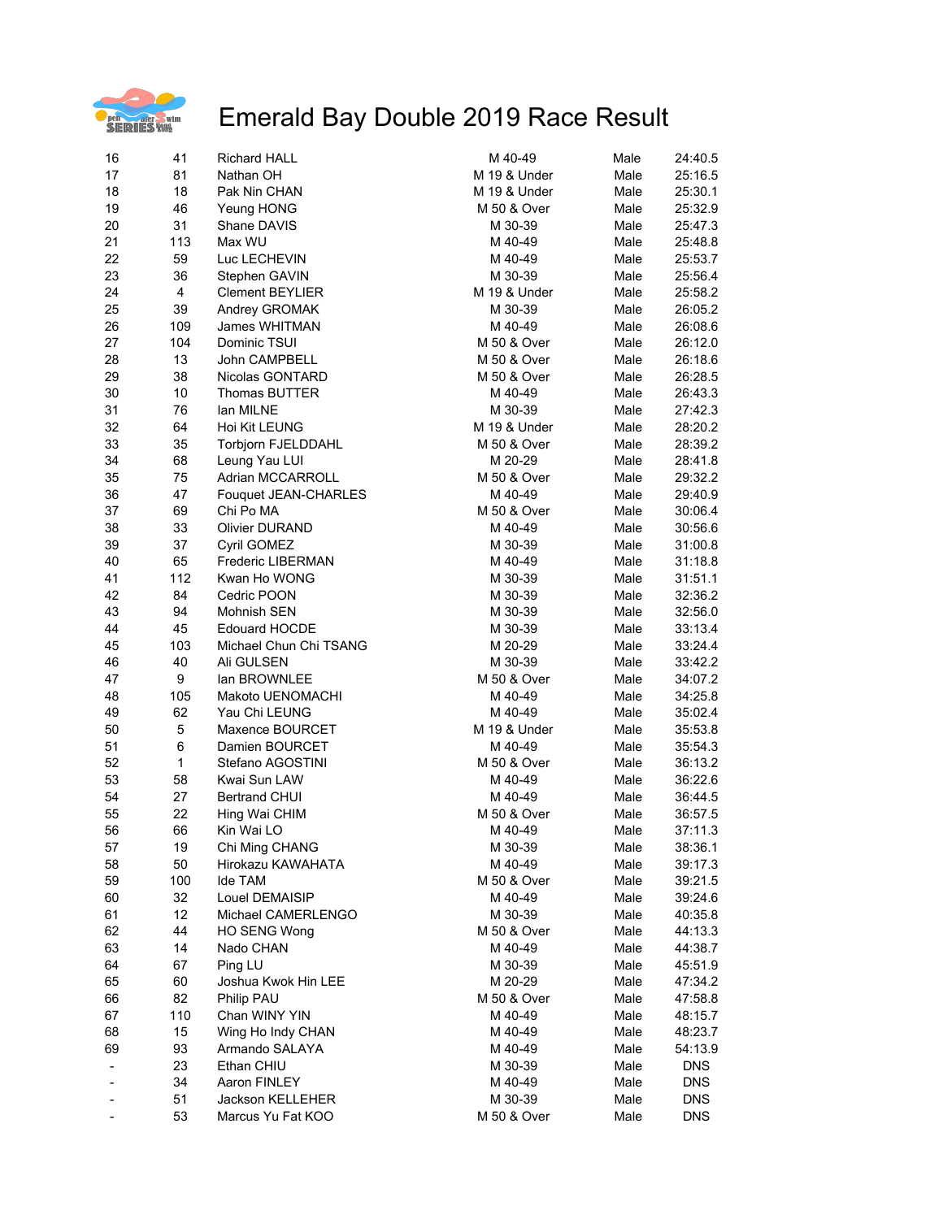# Emerald Bay Double 2019 Race Result

| | | | | | |
|---|---|---|---|---|---|
| 16 | 41 | Richard HALL | M 40-49 | Male | 24:40.5 |
| 17 | 81 | Nathan OH | M 19 & Under | Male | 25:16.5 |
| 18 | 18 | Pak Nin CHAN | M 19 & Under | Male | 25:30.1 |
| 19 | 46 | Yeung HONG | M 50 & Over | Male | 25:32.9 |
| 20 | 31 | Shane DAVIS | M 30-39 | Male | 25:47.3 |
| 21 | 113 | Max WU | M 40-49 | Male | 25:48.8 |
| 22 | 59 | Luc LECHEVIN | M 40-49 | Male | 25:53.7 |
| 23 | 36 | Stephen GAVIN | M 30-39 | Male | 25:56.4 |
| 24 | 4 | Clement BEYLIER | M 19 & Under | Male | 25:58.2 |
| 25 | 39 | Andrey GROMAK | M 30-39 | Male | 26:05.2 |
| 26 | 109 | James WHITMAN | M 40-49 | Male | 26:08.6 |
| 27 | 104 | Dominic TSUI | M 50 & Over | Male | 26:12.0 |
| 28 | 13 | John CAMPBELL | M 50 & Over | Male | 26:18.6 |
| 29 | 38 | Nicolas GONTARD | M 50 & Over | Male | 26:28.5 |
| 30 | 10 | Thomas BUTTER | M 40-49 | Male | 26:43.3 |
| 31 | 76 | Ian MILNE | M 30-39 | Male | 27:42.3 |
| 32 | 64 | Hoi Kit LEUNG | M 19 & Under | Male | 28:20.2 |
| 33 | 35 | Torbjorn FJELDDAHL | M 50 & Over | Male | 28:39.2 |
| 34 | 68 | Leung Yau LUI | M 20-29 | Male | 28:41.8 |
| 35 | 75 | Adrian MCCARROLL | M 50 & Over | Male | 29:32.2 |
| 36 | 47 | Fouquet JEAN-CHARLES | M 40-49 | Male | 29:40.9 |
| 37 | 69 | Chi Po MA | M 50 & Over | Male | 30:06.4 |
| 38 | 33 | Olivier DURAND | M 40-49 | Male | 30:56.6 |
| 39 | 37 | Cyril GOMEZ | M 30-39 | Male | 31:00.8 |
| 40 | 65 | Frederic LIBERMAN | M 40-49 | Male | 31:18.8 |
| 41 | 112 | Kwan Ho WONG | M 30-39 | Male | 31:51.1 |
| 42 | 84 | Cedric POON | M 30-39 | Male | 32:36.2 |
| 43 | 94 | Mohnish SEN | M 30-39 | Male | 32:56.0 |
| 44 | 45 | Edouard HOCDE | M 30-39 | Male | 33:13.4 |
| 45 | 103 | Michael Chun Chi TSANG | M 20-29 | Male | 33:24.4 |
| 46 | 40 | Ali GULSEN | M 30-39 | Male | 33:42.2 |
| 47 | 9 | Ian BROWNLEE | M 50 & Over | Male | 34:07.2 |
| 48 | 105 | Makoto UENOMACHI | M 40-49 | Male | 34:25.8 |
| 49 | 62 | Yau Chi LEUNG | M 40-49 | Male | 35:02.4 |
| 50 | 5 | Maxence BOURCET | M 19 & Under | Male | 35:53.8 |
| 51 | 6 | Damien BOURCET | M 40-49 | Male | 35:54.3 |
| 52 | 1 | Stefano AGOSTINI | M 50 & Over | Male | 36:13.2 |
| 53 | 58 | Kwai Sun LAW | M 40-49 | Male | 36:22.6 |
| 54 | 27 | Bertrand CHUI | M 40-49 | Male | 36:44.5 |
| 55 | 22 | Hing Wai CHIM | M 50 & Over | Male | 36:57.5 |
| 56 | 66 | Kin Wai LO | M 40-49 | Male | 37:11.3 |
| 57 | 19 | Chi Ming CHANG | M 30-39 | Male | 38:36.1 |
| 58 | 50 | Hirokazu KAWAHATA | M 40-49 | Male | 39:17.3 |
| 59 | 100 | Ide TAM | M 50 & Over | Male | 39:21.5 |
| 60 | 32 | Louel DEMAISIP | M 40-49 | Male | 39:24.6 |
| 61 | 12 | Michael CAMERLENGO | M 30-39 | Male | 40:35.8 |
| 62 | 44 | HO SENG Wong | M 50 & Over | Male | 44:13.3 |
| 63 | 14 | Nado CHAN | M 40-49 | Male | 44:38.7 |
| 64 | 67 | Ping LU | M 30-39 | Male | 45:51.9 |
| 65 | 60 | Joshua Kwok Hin LEE | M 20-29 | Male | 47:34.2 |
| 66 | 82 | Philip PAU | M 50 & Over | Male | 47:58.8 |
| 67 | 110 | Chan WINY YIN | M 40-49 | Male | 48:15.7 |
| 68 | 15 | Wing Ho Indy CHAN | M 40-49 | Male | 48:23.7 |
| 69 | 93 | Armando SALAYA | M 40-49 | Male | 54:13.9 |
| - | 23 | Ethan CHIU | M 30-39 | Male | DNS |
| - | 34 | Aaron FINLEY | M 40-49 | Male | DNS |
| - | 51 | Jackson KELLEHER | M 30-39 | Male | DNS |
| - | 53 | Marcus Yu Fat KOO | M 50 & Over | Male | DNS |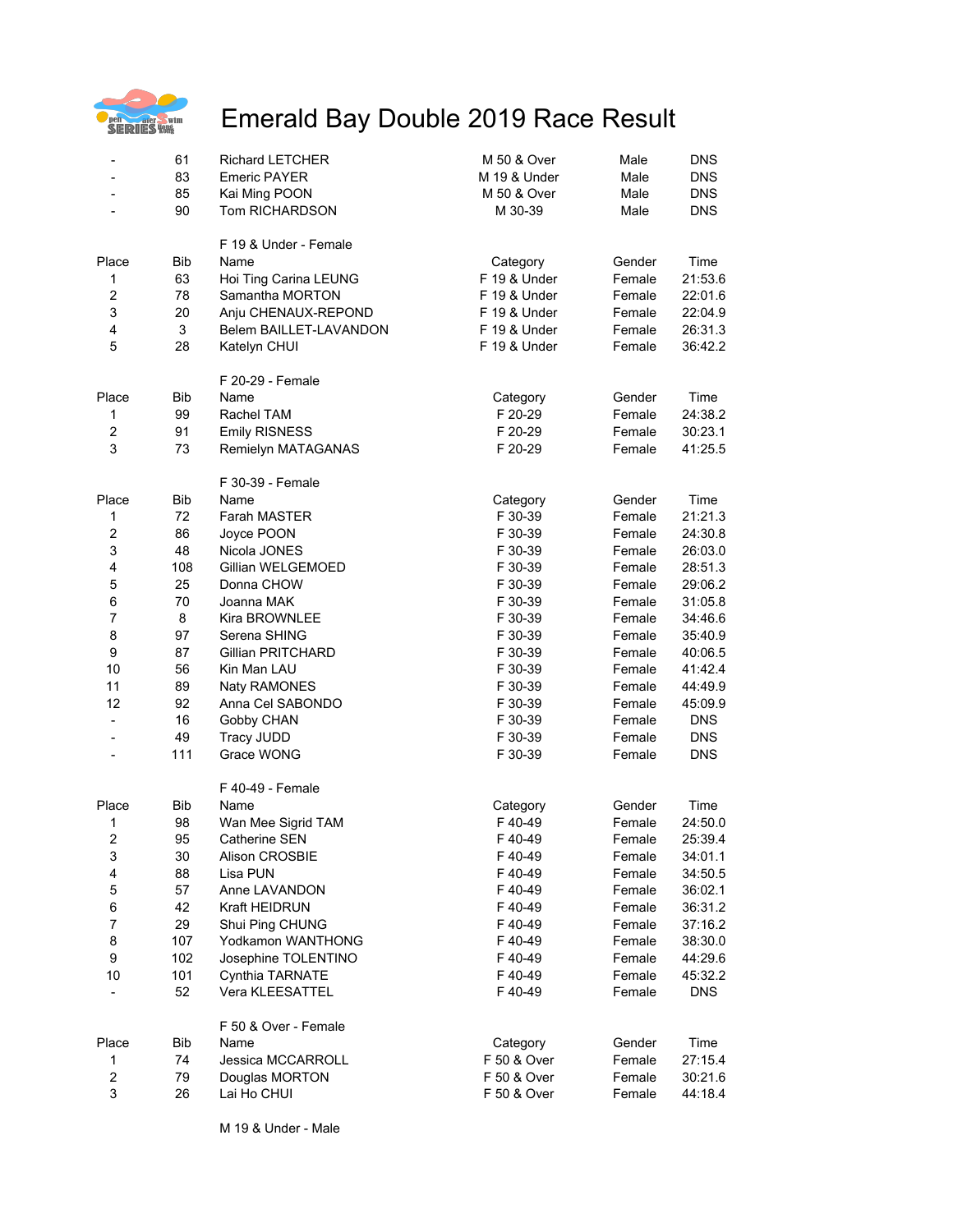# Emerald Bay Double 2019 Race Result

| Place | Bib | Name | Category | Gender | Time |
|---|---|---|---|---|---|
| - | 61 | Richard LETCHER | M 50 & Over | Male | DNS |
| - | 83 | Emeric PAYER | M 19 & Under | Male | DNS |
| - | 85 | Kai Ming POON | M 50 & Over | Male | DNS |
| - | 90 | Tom RICHARDSON | M 30-39 | Male | DNS |

F 19 & Under - Female

| Place | Bib | Name | Category | Gender | Time |
|---|---|---|---|---|---|
| 1 | 63 | Hoi Ting Carina LEUNG | F 19 & Under | Female | 21:53.6 |
| 2 | 78 | Samantha MORTON | F 19 & Under | Female | 22:01.6 |
| 3 | 20 | Anju CHENAUX-REPOND | F 19 & Under | Female | 22:04.9 |
| 4 | 3 | Belem BAILLET-LAVANDON | F 19 & Under | Female | 26:31.3 |
| 5 | 28 | Katelyn CHUI | F 19 & Under | Female | 36:42.2 |

F 20-29 - Female

| Place | Bib | Name | Category | Gender | Time |
|---|---|---|---|---|---|
| 1 | 99 | Rachel TAM | F 20-29 | Female | 24:38.2 |
| 2 | 91 | Emily RISNESS | F 20-29 | Female | 30:23.1 |
| 3 | 73 | Remielyn MATAGANAS | F 20-29 | Female | 41:25.5 |

F 30-39 - Female

| Place | Bib | Name | Category | Gender | Time |
|---|---|---|---|---|---|
| 1 | 72 | Farah MASTER | F 30-39 | Female | 21:21.3 |
| 2 | 86 | Joyce POON | F 30-39 | Female | 24:30.8 |
| 3 | 48 | Nicola JONES | F 30-39 | Female | 26:03.0 |
| 4 | 108 | Gillian WELGEMOED | F 30-39 | Female | 28:51.3 |
| 5 | 25 | Donna CHOW | F 30-39 | Female | 29:06.2 |
| 6 | 70 | Joanna MAK | F 30-39 | Female | 31:05.8 |
| 7 | 8 | Kira BROWNLEE | F 30-39 | Female | 34:46.6 |
| 8 | 97 | Serena SHING | F 30-39 | Female | 35:40.9 |
| 9 | 87 | Gillian PRITCHARD | F 30-39 | Female | 40:06.5 |
| 10 | 56 | Kin Man LAU | F 30-39 | Female | 41:42.4 |
| 11 | 89 | Naty RAMONES | F 30-39 | Female | 44:49.9 |
| 12 | 92 | Anna Cel SABONDO | F 30-39 | Female | 45:09.9 |
| - | 16 | Gobby CHAN | F 30-39 | Female | DNS |
| - | 49 | Tracy JUDD | F 30-39 | Female | DNS |
| - | 111 | Grace WONG | F 30-39 | Female | DNS |

F 40-49 - Female

| Place | Bib | Name | Category | Gender | Time |
|---|---|---|---|---|---|
| 1 | 98 | Wan Mee Sigrid TAM | F 40-49 | Female | 24:50.0 |
| 2 | 95 | Catherine SEN | F 40-49 | Female | 25:39.4 |
| 3 | 30 | Alison CROSBIE | F 40-49 | Female | 34:01.1 |
| 4 | 88 | Lisa PUN | F 40-49 | Female | 34:50.5 |
| 5 | 57 | Anne LAVANDON | F 40-49 | Female | 36:02.1 |
| 6 | 42 | Kraft HEIDRUN | F 40-49 | Female | 36:31.2 |
| 7 | 29 | Shui Ping CHUNG | F 40-49 | Female | 37:16.2 |
| 8 | 107 | Yodkamon WANTHONG | F 40-49 | Female | 38:30.0 |
| 9 | 102 | Josephine TOLENTINO | F 40-49 | Female | 44:29.6 |
| 10 | 101 | Cynthia TARNATE | F 40-49 | Female | 45:32.2 |
| - | 52 | Vera KLEESATTEL | F 40-49 | Female | DNS |

F 50 & Over - Female

| Place | Bib | Name | Category | Gender | Time |
|---|---|---|---|---|---|
| 1 | 74 | Jessica MCCARROLL | F 50 & Over | Female | 27:15.4 |
| 2 | 79 | Douglas MORTON | F 50 & Over | Female | 30:21.6 |
| 3 | 26 | Lai Ho CHUI | F 50 & Over | Female | 44:18.4 |

M 19 & Under - Male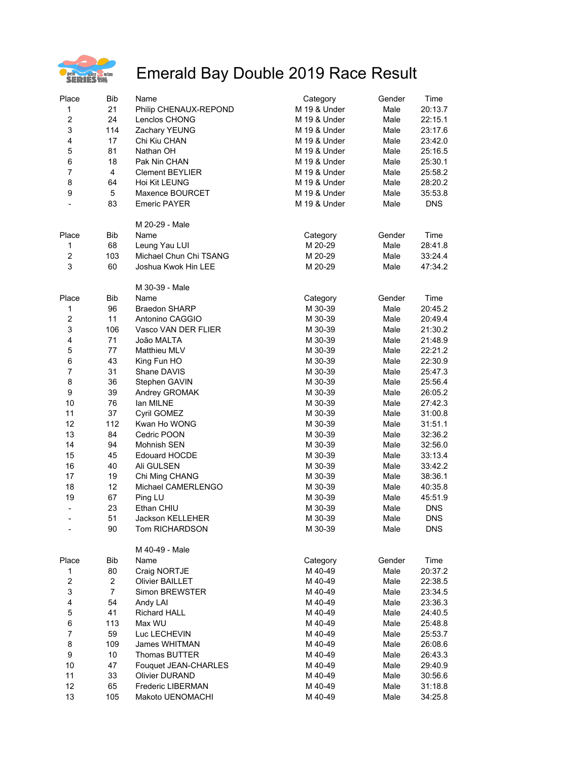# Emerald Bay Double 2019 Race Result

| Place | Bib | Name | Category | Gender | Time |
|---|---|---|---|---|---|
| 1 | 21 | Philip CHENAUX-REPOND | M 19 & Under | Male | 20:13.7 |
| 2 | 24 | Lenclos CHONG | M 19 & Under | Male | 22:15.1 |
| 3 | 114 | Zachary YEUNG | M 19 & Under | Male | 23:17.6 |
| 4 | 17 | Chi Kiu CHAN | M 19 & Under | Male | 23:42.0 |
| 5 | 81 | Nathan OH | M 19 & Under | Male | 25:16.5 |
| 6 | 18 | Pak Nin CHAN | M 19 & Under | Male | 25:30.1 |
| 7 | 4 | Clement BEYLIER | M 19 & Under | Male | 25:58.2 |
| 8 | 64 | Hoi Kit LEUNG | M 19 & Under | Male | 28:20.2 |
| 9 | 5 | Maxence BOURCET | M 19 & Under | Male | 35:53.8 |
| - | 83 | Emeric PAYER | M 19 & Under | Male | DNS |

M 20-29 - Male

| Place | Bib | Name | Category | Gender | Time |
|---|---|---|---|---|---|
| 1 | 68 | Leung Yau LUI | M 20-29 | Male | 28:41.8 |
| 2 | 103 | Michael Chun Chi TSANG | M 20-29 | Male | 33:24.4 |
| 3 | 60 | Joshua Kwok Hin LEE | M 20-29 | Male | 47:34.2 |

M 30-39 - Male

| Place | Bib | Name | Category | Gender | Time |
|---|---|---|---|---|---|
| 1 | 96 | Braedon SHARP | M 30-39 | Male | 20:45.2 |
| 2 | 11 | Antonino CAGGIO | M 30-39 | Male | 20:49.4 |
| 3 | 106 | Vasco VAN DER FLIER | M 30-39 | Male | 21:30.2 |
| 4 | 71 | João MALTA | M 30-39 | Male | 21:48.9 |
| 5 | 77 | Matthieu MLV | M 30-39 | Male | 22:21.2 |
| 6 | 43 | King Fun HO | M 30-39 | Male | 22:30.9 |
| 7 | 31 | Shane DAVIS | M 30-39 | Male | 25:47.3 |
| 8 | 36 | Stephen GAVIN | M 30-39 | Male | 25:56.4 |
| 9 | 39 | Andrey GROMAK | M 30-39 | Male | 26:05.2 |
| 10 | 76 | Ian MILNE | M 30-39 | Male | 27:42.3 |
| 11 | 37 | Cyril GOMEZ | M 30-39 | Male | 31:00.8 |
| 12 | 112 | Kwan Ho WONG | M 30-39 | Male | 31:51.1 |
| 13 | 84 | Cedric POON | M 30-39 | Male | 32:36.2 |
| 14 | 94 | Mohnish SEN | M 30-39 | Male | 32:56.0 |
| 15 | 45 | Edouard HOCDE | M 30-39 | Male | 33:13.4 |
| 16 | 40 | Ali GULSEN | M 30-39 | Male | 33:42.2 |
| 17 | 19 | Chi Ming CHANG | M 30-39 | Male | 38:36.1 |
| 18 | 12 | Michael CAMERLENGO | M 30-39 | Male | 40:35.8 |
| 19 | 67 | Ping LU | M 30-39 | Male | 45:51.9 |
| - | 23 | Ethan CHIU | M 30-39 | Male | DNS |
| - | 51 | Jackson KELLEHER | M 30-39 | Male | DNS |
| - | 90 | Tom RICHARDSON | M 30-39 | Male | DNS |

M 40-49 - Male

| Place | Bib | Name | Category | Gender | Time |
|---|---|---|---|---|---|
| 1 | 80 | Craig NORTJE | M 40-49 | Male | 20:37.2 |
| 2 | 2 | Olivier BAILLET | M 40-49 | Male | 22:38.5 |
| 3 | 7 | Simon BREWSTER | M 40-49 | Male | 23:34.5 |
| 4 | 54 | Andy LAI | M 40-49 | Male | 23:36.3 |
| 5 | 41 | Richard HALL | M 40-49 | Male | 24:40.5 |
| 6 | 113 | Max WU | M 40-49 | Male | 25:48.8 |
| 7 | 59 | Luc LECHEVIN | M 40-49 | Male | 25:53.7 |
| 8 | 109 | James WHITMAN | M 40-49 | Male | 26:08.6 |
| 9 | 10 | Thomas BUTTER | M 40-49 | Male | 26:43.3 |
| 10 | 47 | Fouquet JEAN-CHARLES | M 40-49 | Male | 29:40.9 |
| 11 | 33 | Olivier DURAND | M 40-49 | Male | 30:56.6 |
| 12 | 65 | Frederic LIBERMAN | M 40-49 | Male | 31:18.8 |
| 13 | 105 | Makoto UENOMACHI | M 40-49 | Male | 34:25.8 |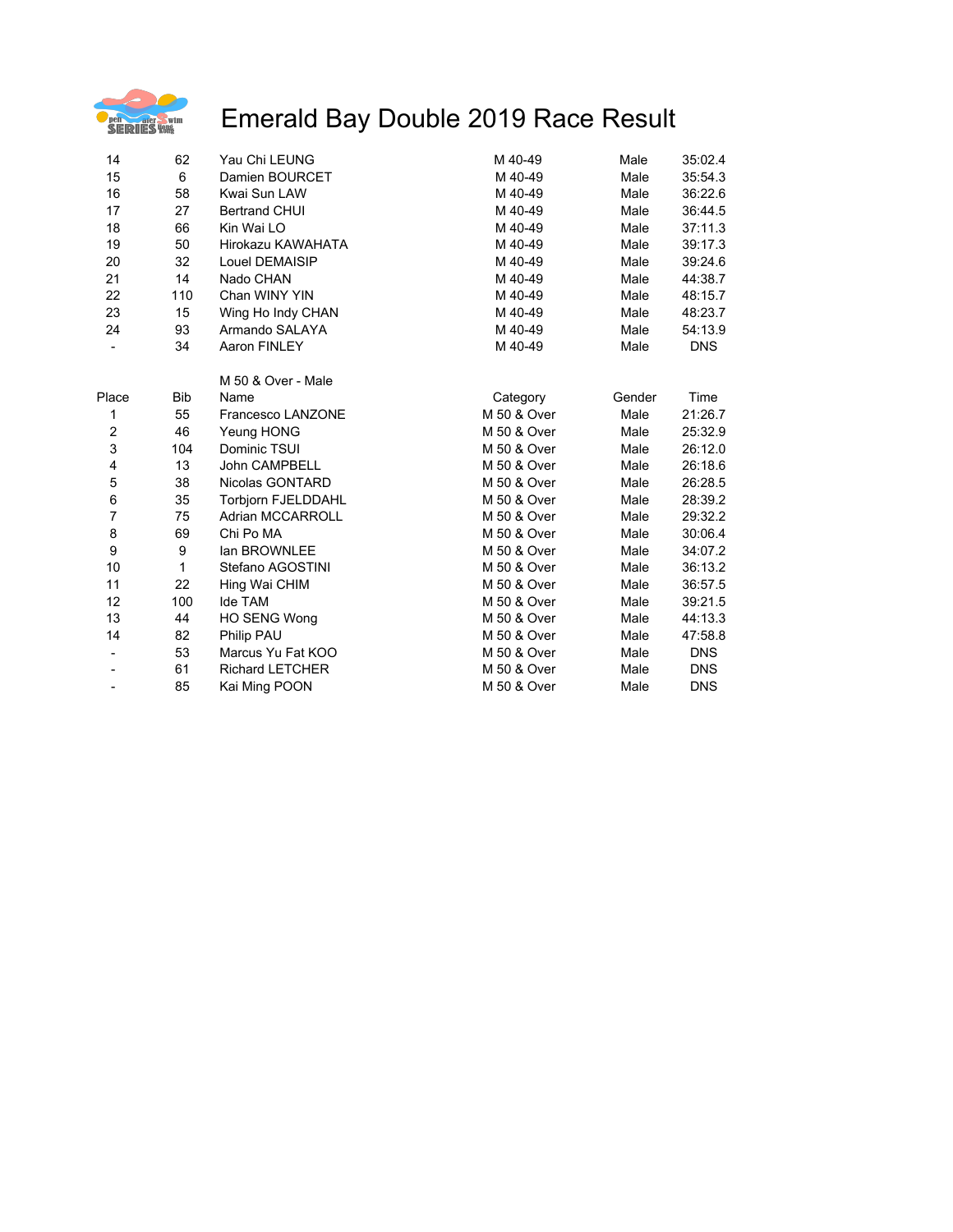# Emerald Bay Double 2019 Race Result

| | | | | | |
|---|---|---|---|---|---|
| 14 | 62 | Yau Chi LEUNG | M 40-49 | Male | 35:02.4 |
| 15 | 6 | Damien BOURCET | M 40-49 | Male | 35:54.3 |
| 16 | 58 | Kwai Sun LAW | M 40-49 | Male | 36:22.6 |
| 17 | 27 | Bertrand CHUI | M 40-49 | Male | 36:44.5 |
| 18 | 66 | Kin Wai LO | M 40-49 | Male | 37:11.3 |
| 19 | 50 | Hirokazu KAWAHATA | M 40-49 | Male | 39:17.3 |
| 20 | 32 | Louel DEMAISIP | M 40-49 | Male | 39:24.6 |
| 21 | 14 | Nado CHAN | M 40-49 | Male | 44:38.7 |
| 22 | 110 | Chan WINY YIN | M 40-49 | Male | 48:15.7 |
| 23 | 15 | Wing Ho Indy CHAN | M 40-49 | Male | 48:23.7 |
| 24 | 93 | Armando SALAYA | M 40-49 | Male | 54:13.9 |
| - | 34 | Aaron FINLEY | M 40-49 | Male | DNS |

M 50 & Over - Male

| Place | Bib | Name | Category | Gender | Time |
|---|---|---|---|---|---|
| 1 | 55 | Francesco LANZONE | M 50 & Over | Male | 21:26.7 |
| 2 | 46 | Yeung HONG | M 50 & Over | Male | 25:32.9 |
| 3 | 104 | Dominic TSUI | M 50 & Over | Male | 26:12.0 |
| 4 | 13 | John CAMPBELL | M 50 & Over | Male | 26:18.6 |
| 5 | 38 | Nicolas GONTARD | M 50 & Over | Male | 26:28.5 |
| 6 | 35 | Torbjorn FJELDDAHL | M 50 & Over | Male | 28:39.2 |
| 7 | 75 | Adrian MCCARROLL | M 50 & Over | Male | 29:32.2 |
| 8 | 69 | Chi Po MA | M 50 & Over | Male | 30:06.4 |
| 9 | 9 | Ian BROWNLEE | M 50 & Over | Male | 34:07.2 |
| 10 | 1 | Stefano AGOSTINI | M 50 & Over | Male | 36:13.2 |
| 11 | 22 | Hing Wai CHIM | M 50 & Over | Male | 36:57.5 |
| 12 | 100 | Ide TAM | M 50 & Over | Male | 39:21.5 |
| 13 | 44 | HO SENG Wong | M 50 & Over | Male | 44:13.3 |
| 14 | 82 | Philip PAU | M 50 & Over | Male | 47:58.8 |
| - | 53 | Marcus Yu Fat KOO | M 50 & Over | Male | DNS |
| - | 61 | Richard LETCHER | M 50 & Over | Male | DNS |
| - | 85 | Kai Ming POON | M 50 & Over | Male | DNS |